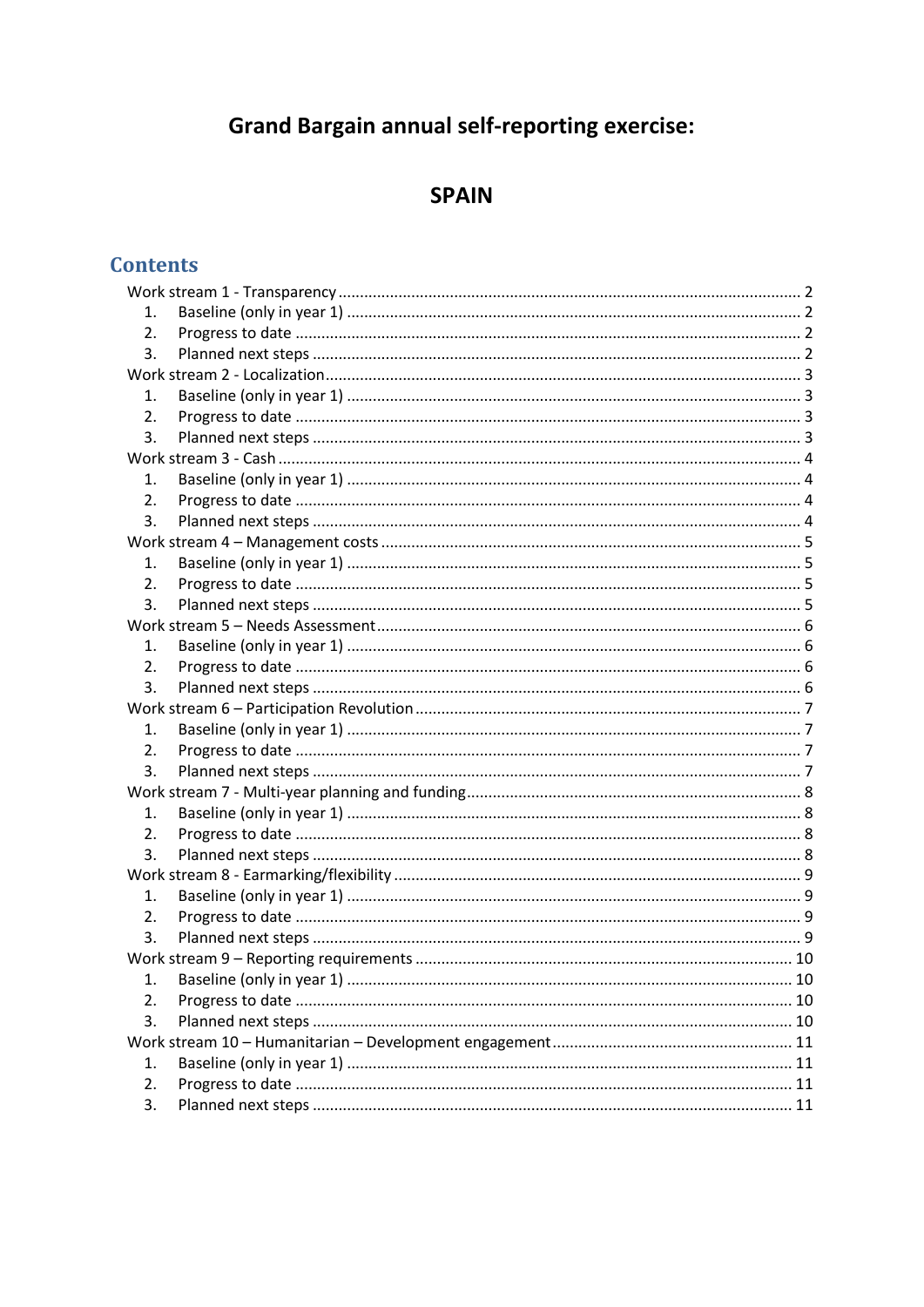# Grand Bargain annual self-reporting exercise:

# SPAIN

## Contents

Work stream 1 - Transparency ........................................ 2
1. Baseline (only in year 1) ........................................ 2
2. Progress to date ........................................ 2
3. Planned next steps ........................................ 2

Work stream 2 - Localization ........................................ 3
1. Baseline (only in year 1) ........................................ 3
2. Progress to date ........................................ 3
3. Planned next steps ........................................ 3

Work stream 3 - Cash ........................................ 4
1. Baseline (only in year 1) ........................................ 4
2. Progress to date ........................................ 4
3. Planned next steps ........................................ 4

Work stream 4 – Management costs ........................................ 5
1. Baseline (only in year 1) ........................................ 5
2. Progress to date ........................................ 5
3. Planned next steps ........................................ 5

Work stream 5 – Needs Assessment ........................................ 6
1. Baseline (only in year 1) ........................................ 6
2. Progress to date ........................................ 6
3. Planned next steps ........................................ 6

Work stream 6 – Participation Revolution ........................................ 7
1. Baseline (only in year 1) ........................................ 7
2. Progress to date ........................................ 7
3. Planned next steps ........................................ 7

Work stream 7 - Multi-year planning and funding ........................................ 8
1. Baseline (only in year 1) ........................................ 8
2. Progress to date ........................................ 8
3. Planned next steps ........................................ 8

Work stream 8 - Earmarking/flexibility ........................................ 9
1. Baseline (only in year 1) ........................................ 9
2. Progress to date ........................................ 9
3. Planned next steps ........................................ 9

Work stream 9 – Reporting requirements ........................................ 10
1. Baseline (only in year 1) ........................................ 10
2. Progress to date ........................................ 10
3. Planned next steps ........................................ 10

Work stream 10 – Humanitarian – Development engagement ........................................ 11
1. Baseline (only in year 1) ........................................ 11
2. Progress to date ........................................ 11
3. Planned next steps ........................................ 11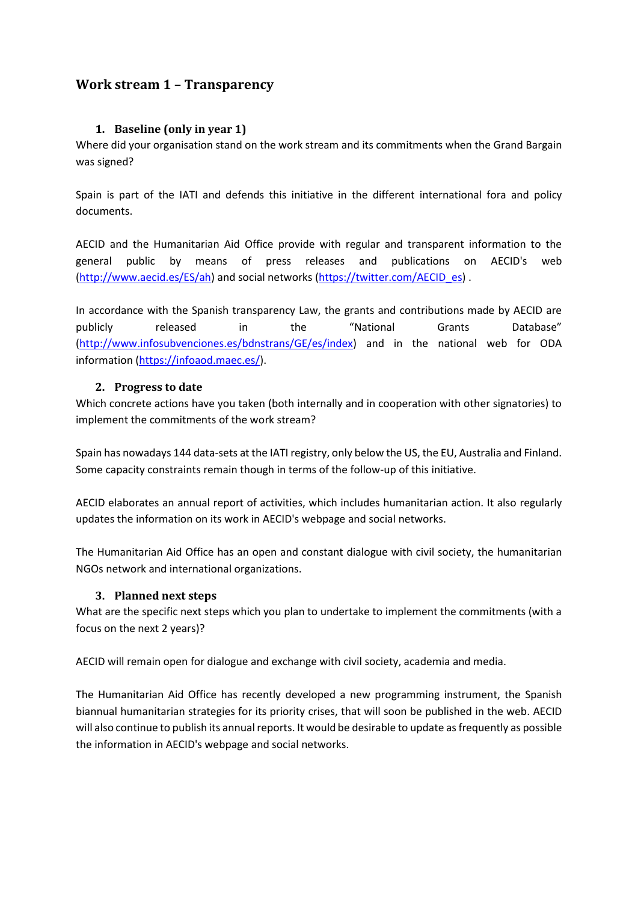## Work stream 1 – Transparency

### 1. Baseline (only in year 1)

Where did your organisation stand on the work stream and its commitments when the Grand Bargain was signed?

Spain is part of the IATI and defends this initiative in the different international fora and policy documents.

AECID and the Humanitarian Aid Office provide with regular and transparent information to the general public by means of press releases and publications on AECID's web (http://www.aecid.es/ES/ah) and social networks (https://twitter.com/AECID_es) .

In accordance with the Spanish transparency Law, the grants and contributions made by AECID are publicly released in the "National Grants Database" (http://www.infosubvenciones.es/bdnstrans/GE/es/index) and in the national web for ODA information (https://infoaod.maec.es/).

### 2. Progress to date

Which concrete actions have you taken (both internally and in cooperation with other signatories) to implement the commitments of the work stream?

Spain has nowadays 144 data-sets at the IATI registry, only below the US, the EU, Australia and Finland. Some capacity constraints remain though in terms of the follow-up of this initiative.

AECID elaborates an annual report of activities, which includes humanitarian action. It also regularly updates the information on its work in AECID's webpage and social networks.

The Humanitarian Aid Office has an open and constant dialogue with civil society, the humanitarian NGOs network and international organizations.

### 3. Planned next steps

What are the specific next steps which you plan to undertake to implement the commitments (with a focus on the next 2 years)?

AECID will remain open for dialogue and exchange with civil society, academia and media.

The Humanitarian Aid Office has recently developed a new programming instrument, the Spanish biannual humanitarian strategies for its priority crises, that will soon be published in the web. AECID will also continue to publish its annual reports. It would be desirable to update as frequently as possible the information in AECID's webpage and social networks.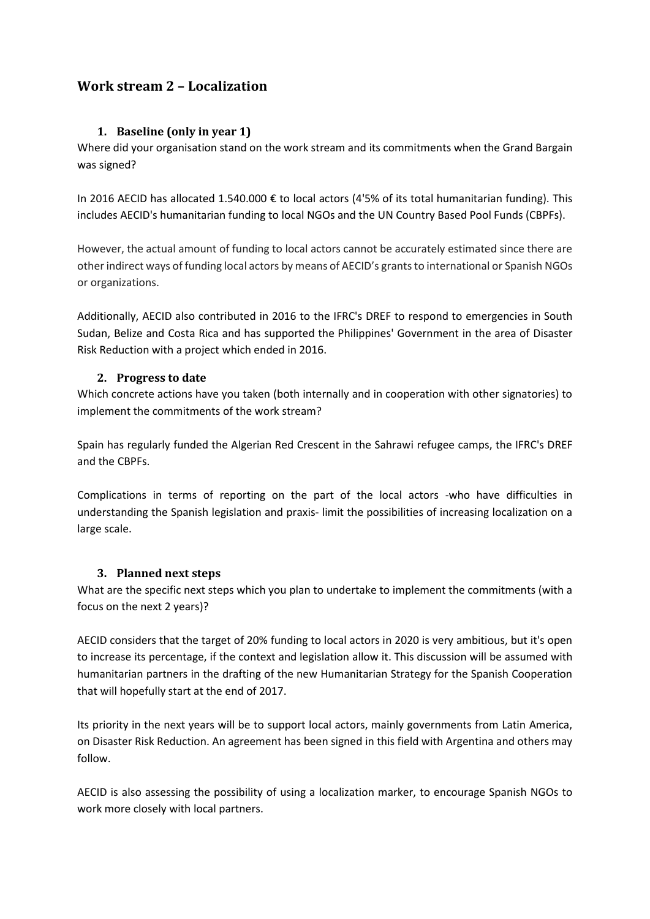## Work stream 2 – Localization

### 1. Baseline (only in year 1)

Where did your organisation stand on the work stream and its commitments when the Grand Bargain was signed?

In 2016 AECID has allocated 1.540.000 € to local actors (4'5% of its total humanitarian funding). This includes AECID's humanitarian funding to local NGOs and the UN Country Based Pool Funds (CBPFs).

However, the actual amount of funding to local actors cannot be accurately estimated since there are other indirect ways of funding local actors by means of AECID's grants to international or Spanish NGOs or organizations.

Additionally, AECID also contributed in 2016 to the IFRC's DREF to respond to emergencies in South Sudan, Belize and Costa Rica and has supported the Philippines' Government in the area of Disaster Risk Reduction with a project which ended in 2016.

### 2. Progress to date

Which concrete actions have you taken (both internally and in cooperation with other signatories) to implement the commitments of the work stream?

Spain has regularly funded the Algerian Red Crescent in the Sahrawi refugee camps, the IFRC's DREF and the CBPFs.

Complications in terms of reporting on the part of the local actors -who have difficulties in understanding the Spanish legislation and praxis- limit the possibilities of increasing localization on a large scale.

### 3. Planned next steps

What are the specific next steps which you plan to undertake to implement the commitments (with a focus on the next 2 years)?

AECID considers that the target of 20% funding to local actors in 2020 is very ambitious, but it's open to increase its percentage, if the context and legislation allow it. This discussion will be assumed with humanitarian partners in the drafting of the new Humanitarian Strategy for the Spanish Cooperation that will hopefully start at the end of 2017.

Its priority in the next years will be to support local actors, mainly governments from Latin America, on Disaster Risk Reduction. An agreement has been signed in this field with Argentina and others may follow.

AECID is also assessing the possibility of using a localization marker, to encourage Spanish NGOs to work more closely with local partners.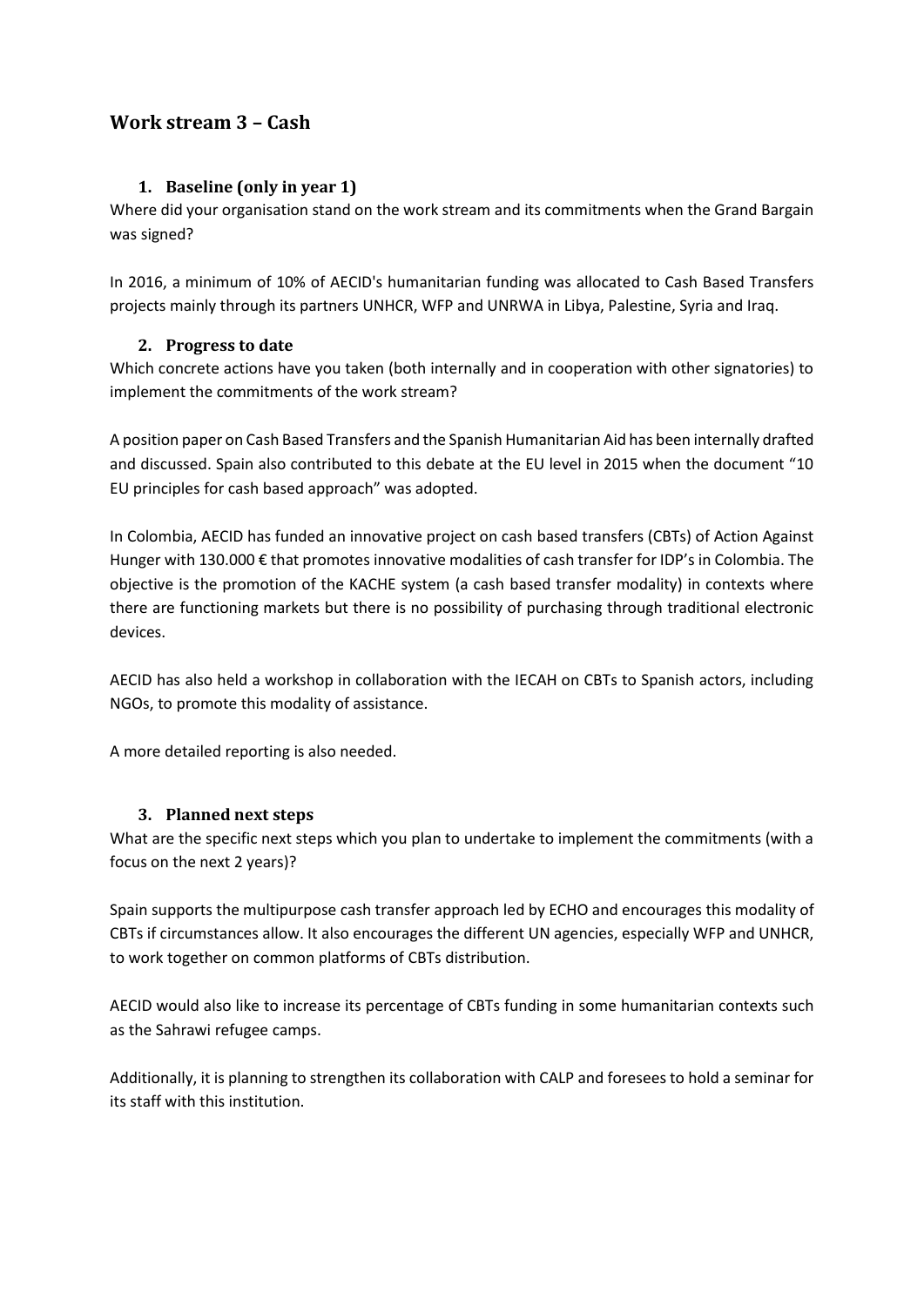## Work stream 3 – Cash

### 1. Baseline (only in year 1)

Where did your organisation stand on the work stream and its commitments when the Grand Bargain was signed?

In 2016, a minimum of 10% of AECID's humanitarian funding was allocated to Cash Based Transfers projects mainly through its partners UNHCR, WFP and UNRWA in Libya, Palestine, Syria and Iraq.

### 2. Progress to date

Which concrete actions have you taken (both internally and in cooperation with other signatories) to implement the commitments of the work stream?

A position paper on Cash Based Transfers and the Spanish Humanitarian Aid has been internally drafted and discussed. Spain also contributed to this debate at the EU level in 2015 when the document "10 EU principles for cash based approach" was adopted.

In Colombia, AECID has funded an innovative project on cash based transfers (CBTs) of Action Against Hunger with 130.000 € that promotes innovative modalities of cash transfer for IDP's in Colombia. The objective is the promotion of the KACHE system (a cash based transfer modality) in contexts where there are functioning markets but there is no possibility of purchasing through traditional electronic devices.

AECID has also held a workshop in collaboration with the IECAH on CBTs to Spanish actors, including NGOs, to promote this modality of assistance.

A more detailed reporting is also needed.

### 3. Planned next steps

What are the specific next steps which you plan to undertake to implement the commitments (with a focus on the next 2 years)?

Spain supports the multipurpose cash transfer approach led by ECHO and encourages this modality of CBTs if circumstances allow. It also encourages the different UN agencies, especially WFP and UNHCR, to work together on common platforms of CBTs distribution.

AECID would also like to increase its percentage of CBTs funding in some humanitarian contexts such as the Sahrawi refugee camps.

Additionally, it is planning to strengthen its collaboration with CALP and foresees to hold a seminar for its staff with this institution.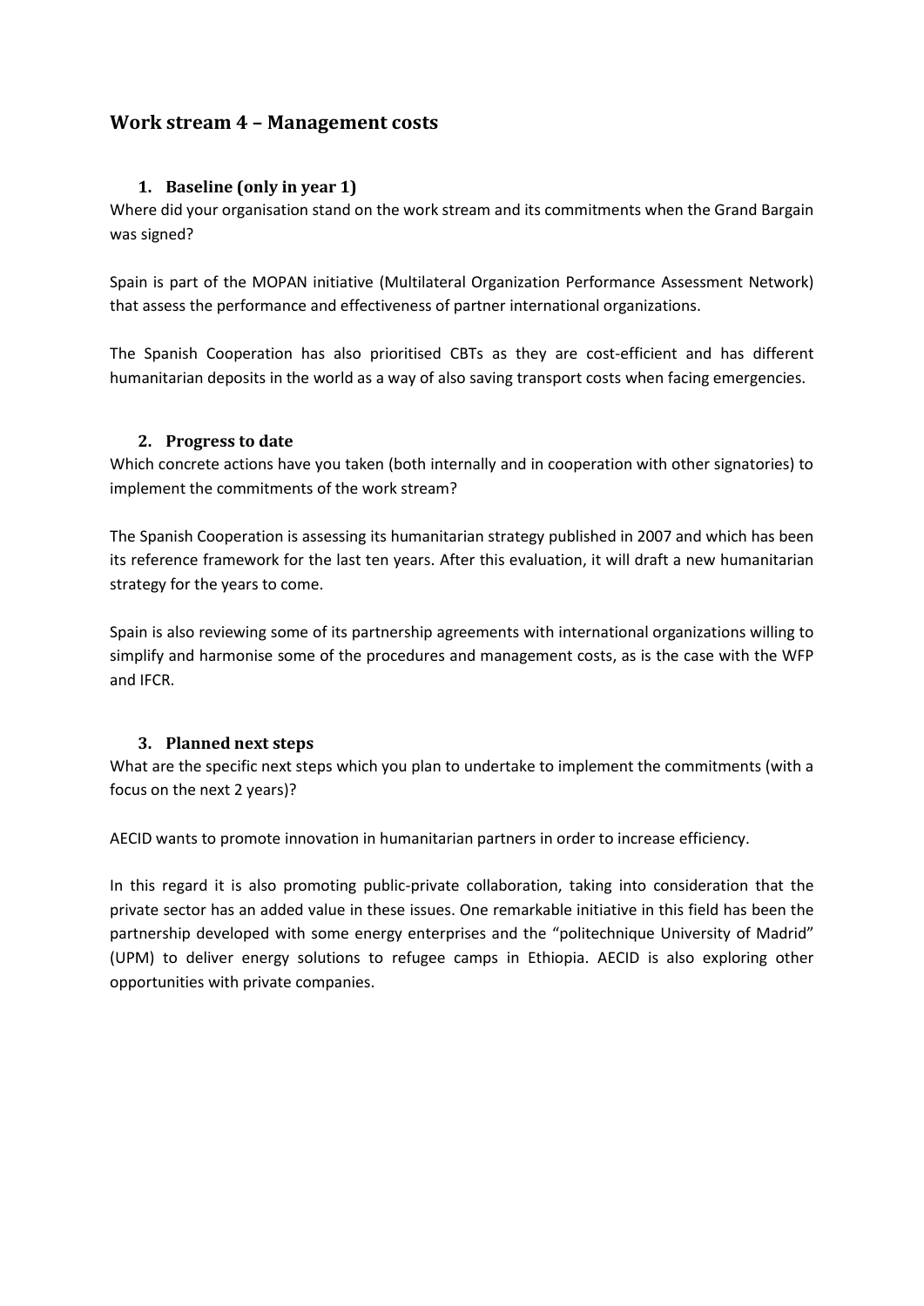## Work stream 4 – Management costs

### 1. Baseline (only in year 1)

Where did your organisation stand on the work stream and its commitments when the Grand Bargain was signed?

Spain is part of the MOPAN initiative (Multilateral Organization Performance Assessment Network) that assess the performance and effectiveness of partner international organizations.

The Spanish Cooperation has also prioritised CBTs as they are cost-efficient and has different humanitarian deposits in the world as a way of also saving transport costs when facing emergencies.

### 2. Progress to date

Which concrete actions have you taken (both internally and in cooperation with other signatories) to implement the commitments of the work stream?

The Spanish Cooperation is assessing its humanitarian strategy published in 2007 and which has been its reference framework for the last ten years. After this evaluation, it will draft a new humanitarian strategy for the years to come.

Spain is also reviewing some of its partnership agreements with international organizations willing to simplify and harmonise some of the procedures and management costs, as is the case with the WFP and IFCR.

### 3. Planned next steps

What are the specific next steps which you plan to undertake to implement the commitments (with a focus on the next 2 years)?

AECID wants to promote innovation in humanitarian partners in order to increase efficiency.

In this regard it is also promoting public-private collaboration, taking into consideration that the private sector has an added value in these issues. One remarkable initiative in this field has been the partnership developed with some energy enterprises and the "politechnique University of Madrid" (UPM) to deliver energy solutions to refugee camps in Ethiopia. AECID is also exploring other opportunities with private companies.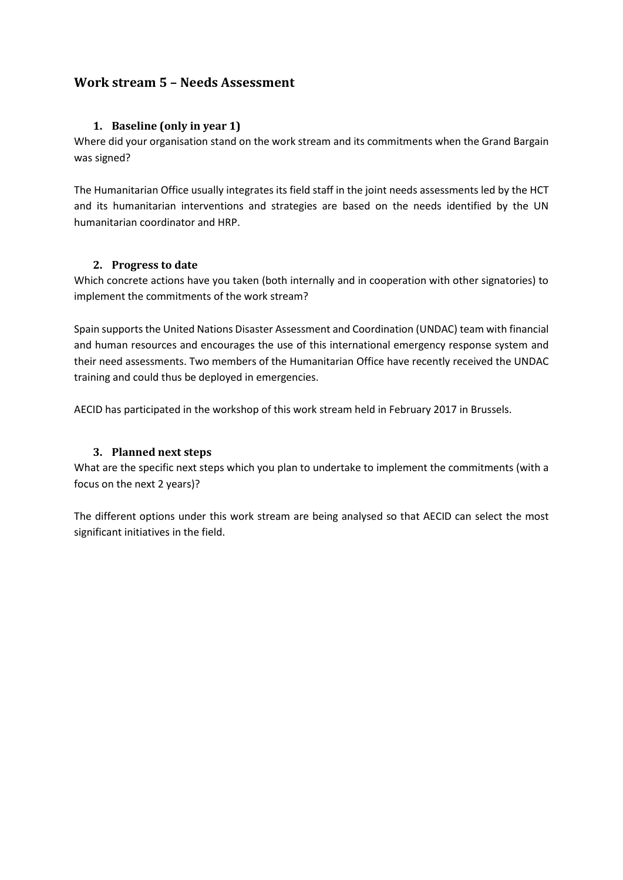## Work stream 5 – Needs Assessment

### 1. Baseline (only in year 1)

Where did your organisation stand on the work stream and its commitments when the Grand Bargain was signed?

The Humanitarian Office usually integrates its field staff in the joint needs assessments led by the HCT and its humanitarian interventions and strategies are based on the needs identified by the UN humanitarian coordinator and HRP.

### 2. Progress to date

Which concrete actions have you taken (both internally and in cooperation with other signatories) to implement the commitments of the work stream?

Spain supports the United Nations Disaster Assessment and Coordination (UNDAC) team with financial and human resources and encourages the use of this international emergency response system and their need assessments. Two members of the Humanitarian Office have recently received the UNDAC training and could thus be deployed in emergencies.

AECID has participated in the workshop of this work stream held in February 2017 in Brussels.

### 3. Planned next steps

What are the specific next steps which you plan to undertake to implement the commitments (with a focus on the next 2 years)?

The different options under this work stream are being analysed so that AECID can select the most significant initiatives in the field.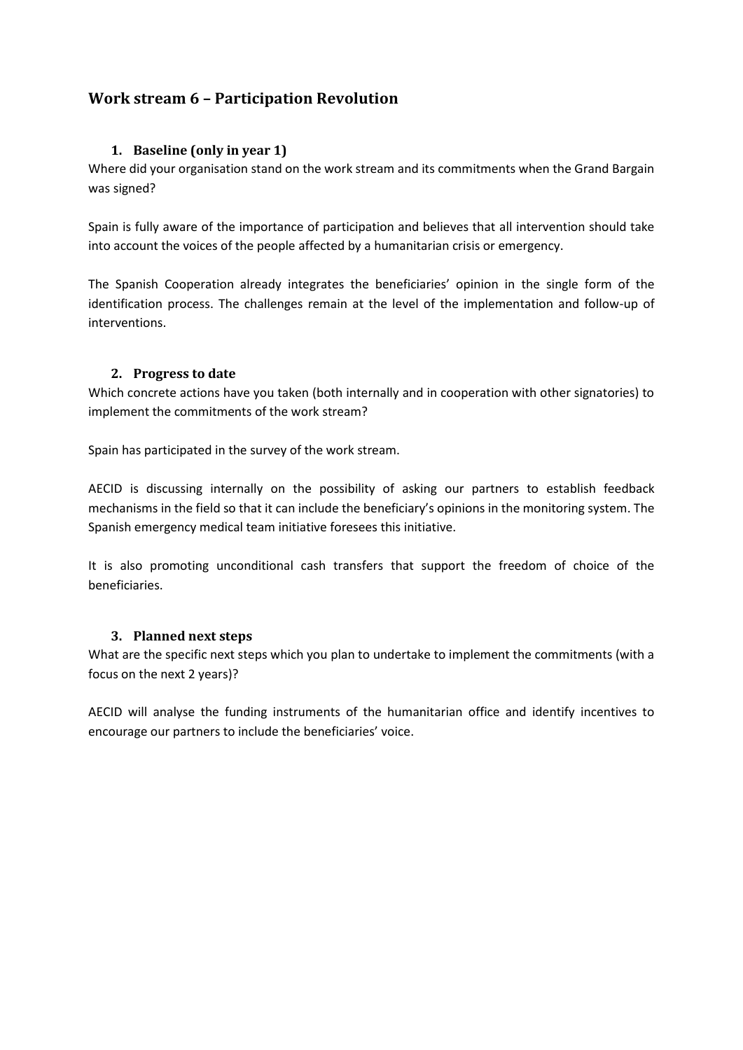## Work stream 6 – Participation Revolution

### 1. Baseline (only in year 1)

Where did your organisation stand on the work stream and its commitments when the Grand Bargain was signed?

Spain is fully aware of the importance of participation and believes that all intervention should take into account the voices of the people affected by a humanitarian crisis or emergency.

The Spanish Cooperation already integrates the beneficiaries' opinion in the single form of the identification process. The challenges remain at the level of the implementation and follow-up of interventions.

### 2. Progress to date

Which concrete actions have you taken (both internally and in cooperation with other signatories) to implement the commitments of the work stream?

Spain has participated in the survey of the work stream.

AECID is discussing internally on the possibility of asking our partners to establish feedback mechanisms in the field so that it can include the beneficiary's opinions in the monitoring system. The Spanish emergency medical team initiative foresees this initiative.

It is also promoting unconditional cash transfers that support the freedom of choice of the beneficiaries.

### 3. Planned next steps

What are the specific next steps which you plan to undertake to implement the commitments (with a focus on the next 2 years)?

AECID will analyse the funding instruments of the humanitarian office and identify incentives to encourage our partners to include the beneficiaries' voice.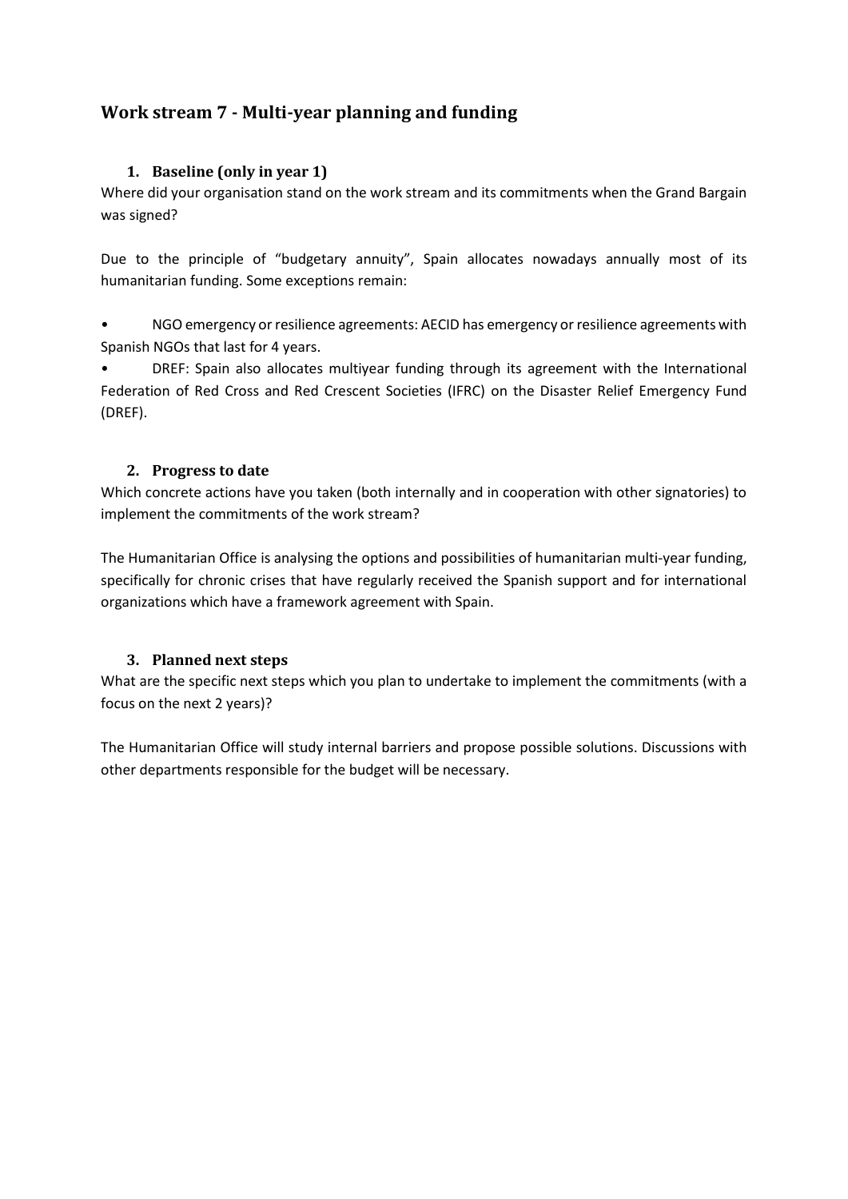## Work stream 7 - Multi-year planning and funding

### 1. Baseline (only in year 1)

Where did your organisation stand on the work stream and its commitments when the Grand Bargain was signed?

Due to the principle of "budgetary annuity", Spain allocates nowadays annually most of its humanitarian funding. Some exceptions remain:

- NGO emergency or resilience agreements: AECID has emergency or resilience agreements with Spanish NGOs that last for 4 years.
- DREF: Spain also allocates multiyear funding through its agreement with the International Federation of Red Cross and Red Crescent Societies (IFRC) on the Disaster Relief Emergency Fund (DREF).

### 2. Progress to date

Which concrete actions have you taken (both internally and in cooperation with other signatories) to implement the commitments of the work stream?

The Humanitarian Office is analysing the options and possibilities of humanitarian multi-year funding, specifically for chronic crises that have regularly received the Spanish support and for international organizations which have a framework agreement with Spain.

### 3. Planned next steps

What are the specific next steps which you plan to undertake to implement the commitments (with a focus on the next 2 years)?

The Humanitarian Office will study internal barriers and propose possible solutions. Discussions with other departments responsible for the budget will be necessary.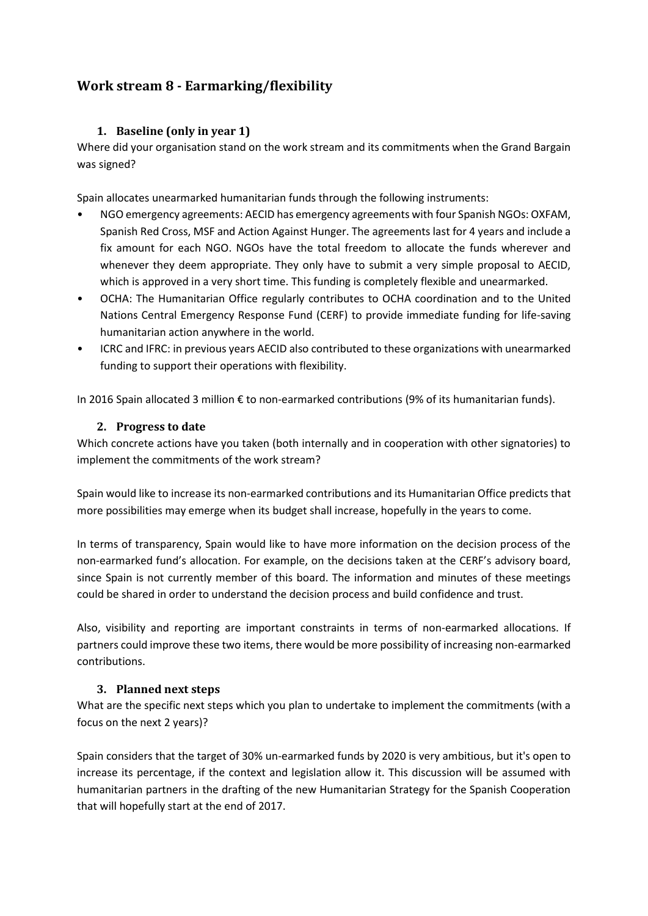## Work stream 8 - Earmarking/flexibility

### 1. Baseline (only in year 1)

Where did your organisation stand on the work stream and its commitments when the Grand Bargain was signed?

Spain allocates unearmarked humanitarian funds through the following instruments:

- NGO emergency agreements: AECID has emergency agreements with four Spanish NGOs: OXFAM, Spanish Red Cross, MSF and Action Against Hunger. The agreements last for 4 years and include a fix amount for each NGO. NGOs have the total freedom to allocate the funds wherever and whenever they deem appropriate. They only have to submit a very simple proposal to AECID, which is approved in a very short time. This funding is completely flexible and unearmarked.
- OCHA: The Humanitarian Office regularly contributes to OCHA coordination and to the United Nations Central Emergency Response Fund (CERF) to provide immediate funding for life-saving humanitarian action anywhere in the world.
- ICRC and IFRC: in previous years AECID also contributed to these organizations with unearmarked funding to support their operations with flexibility.

In 2016 Spain allocated 3 million € to non-earmarked contributions (9% of its humanitarian funds).

### 2. Progress to date

Which concrete actions have you taken (both internally and in cooperation with other signatories) to implement the commitments of the work stream?

Spain would like to increase its non-earmarked contributions and its Humanitarian Office predicts that more possibilities may emerge when its budget shall increase, hopefully in the years to come.

In terms of transparency, Spain would like to have more information on the decision process of the non-earmarked fund's allocation. For example, on the decisions taken at the CERF's advisory board, since Spain is not currently member of this board. The information and minutes of these meetings could be shared in order to understand the decision process and build confidence and trust.

Also, visibility and reporting are important constraints in terms of non-earmarked allocations. If partners could improve these two items, there would be more possibility of increasing non-earmarked contributions.

### 3. Planned next steps

What are the specific next steps which you plan to undertake to implement the commitments (with a focus on the next 2 years)?

Spain considers that the target of 30% un-earmarked funds by 2020 is very ambitious, but it's open to increase its percentage, if the context and legislation allow it. This discussion will be assumed with humanitarian partners in the drafting of the new Humanitarian Strategy for the Spanish Cooperation that will hopefully start at the end of 2017.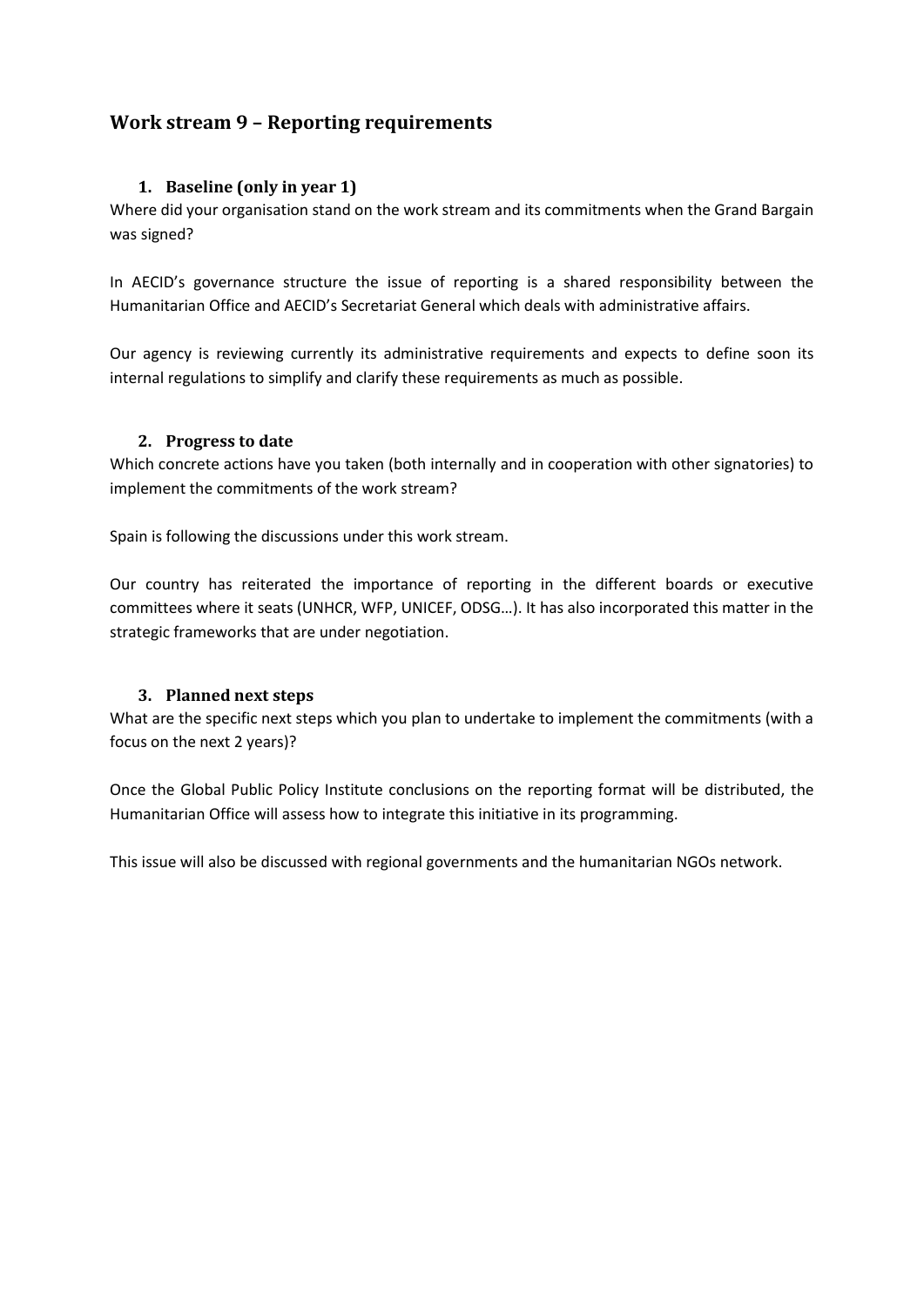## Work stream 9 – Reporting requirements

### 1. Baseline (only in year 1)

Where did your organisation stand on the work stream and its commitments when the Grand Bargain was signed?

In AECID's governance structure the issue of reporting is a shared responsibility between the Humanitarian Office and AECID's Secretariat General which deals with administrative affairs.

Our agency is reviewing currently its administrative requirements and expects to define soon its internal regulations to simplify and clarify these requirements as much as possible.

### 2. Progress to date

Which concrete actions have you taken (both internally and in cooperation with other signatories) to implement the commitments of the work stream?

Spain is following the discussions under this work stream.

Our country has reiterated the importance of reporting in the different boards or executive committees where it seats (UNHCR, WFP, UNICEF, ODSG…). It has also incorporated this matter in the strategic frameworks that are under negotiation.

### 3. Planned next steps

What are the specific next steps which you plan to undertake to implement the commitments (with a focus on the next 2 years)?

Once the Global Public Policy Institute conclusions on the reporting format will be distributed, the Humanitarian Office will assess how to integrate this initiative in its programming.

This issue will also be discussed with regional governments and the humanitarian NGOs network.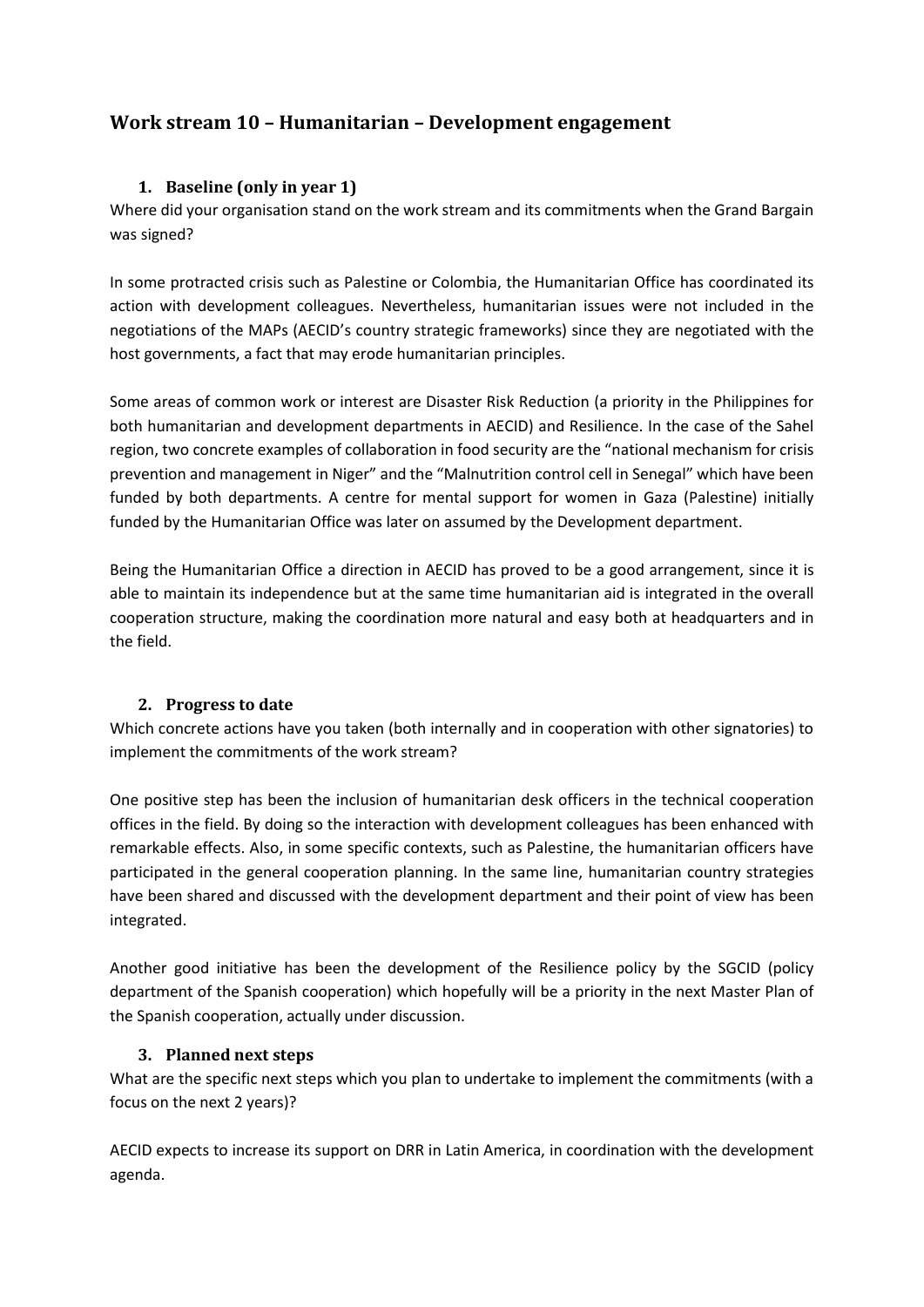## Work stream 10 – Humanitarian – Development engagement

### 1. Baseline (only in year 1)

Where did your organisation stand on the work stream and its commitments when the Grand Bargain was signed?

In some protracted crisis such as Palestine or Colombia, the Humanitarian Office has coordinated its action with development colleagues. Nevertheless, humanitarian issues were not included in the negotiations of the MAPs (AECID's country strategic frameworks) since they are negotiated with the host governments, a fact that may erode humanitarian principles.

Some areas of common work or interest are Disaster Risk Reduction (a priority in the Philippines for both humanitarian and development departments in AECID) and Resilience. In the case of the Sahel region, two concrete examples of collaboration in food security are the "national mechanism for crisis prevention and management in Niger" and the "Malnutrition control cell in Senegal" which have been funded by both departments. A centre for mental support for women in Gaza (Palestine) initially funded by the Humanitarian Office was later on assumed by the Development department.

Being the Humanitarian Office a direction in AECID has proved to be a good arrangement, since it is able to maintain its independence but at the same time humanitarian aid is integrated in the overall cooperation structure, making the coordination more natural and easy both at headquarters and in the field.

### 2. Progress to date

Which concrete actions have you taken (both internally and in cooperation with other signatories) to implement the commitments of the work stream?

One positive step has been the inclusion of humanitarian desk officers in the technical cooperation offices in the field. By doing so the interaction with development colleagues has been enhanced with remarkable effects. Also, in some specific contexts, such as Palestine, the humanitarian officers have participated in the general cooperation planning. In the same line, humanitarian country strategies have been shared and discussed with the development department and their point of view has been integrated.

Another good initiative has been the development of the Resilience policy by the SGCID (policy department of the Spanish cooperation) which hopefully will be a priority in the next Master Plan of the Spanish cooperation, actually under discussion.

### 3. Planned next steps

What are the specific next steps which you plan to undertake to implement the commitments (with a focus on the next 2 years)?

AECID expects to increase its support on DRR in Latin America, in coordination with the development agenda.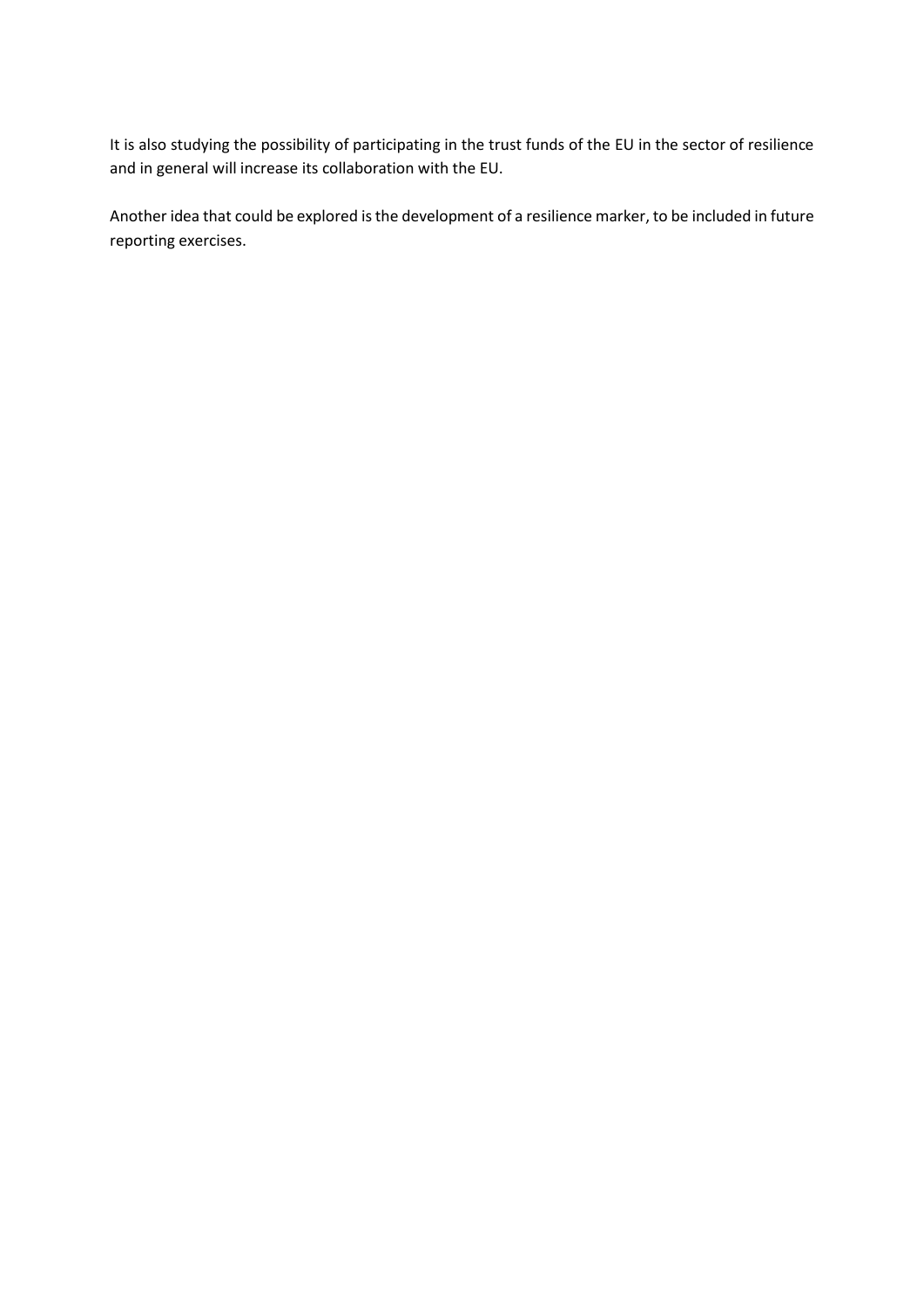It is also studying the possibility of participating in the trust funds of the EU in the sector of resilience and in general will increase its collaboration with the EU.

Another idea that could be explored is the development of a resilience marker, to be included in future reporting exercises.